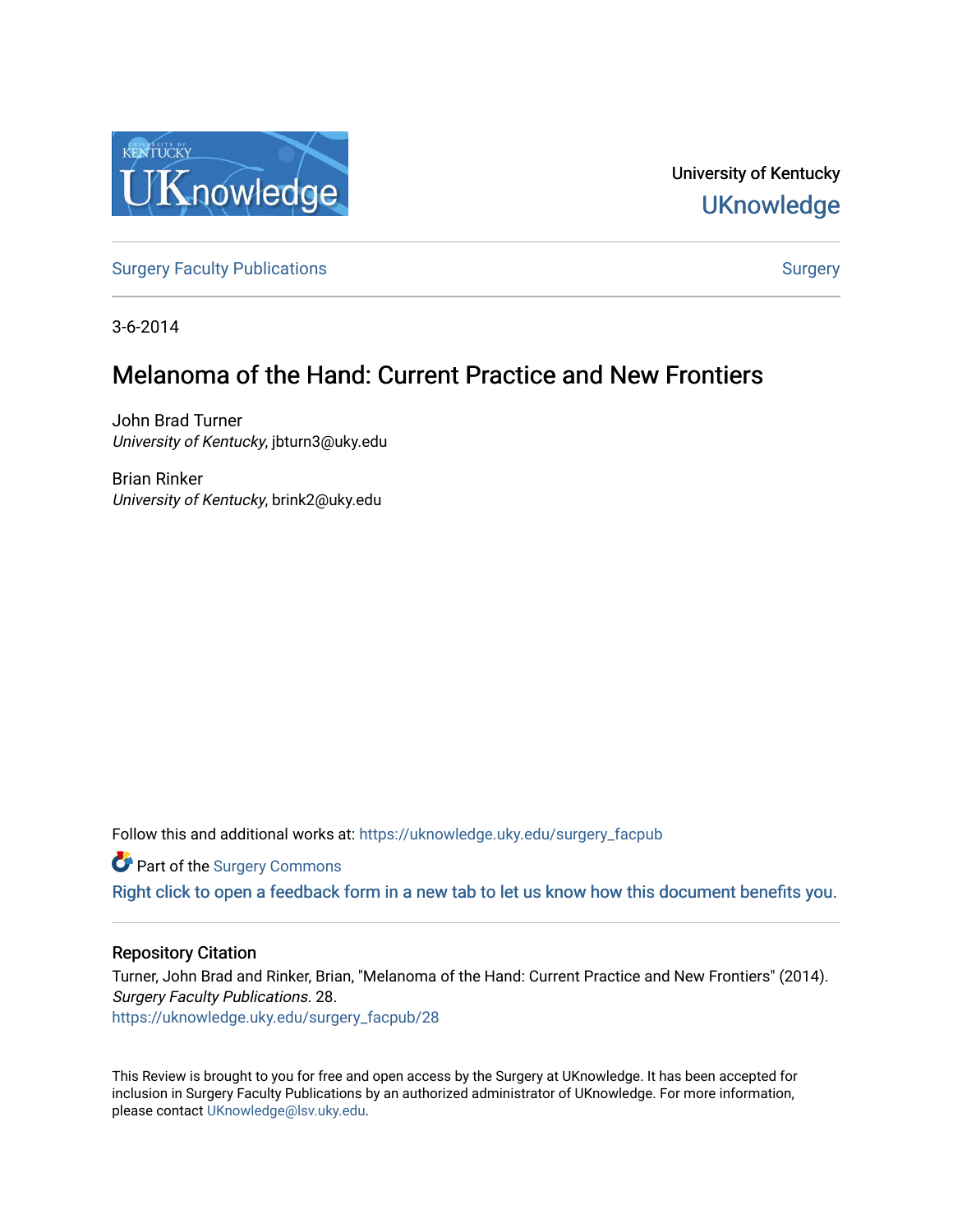University of Kentucky
UKnowledge

Surgery Faculty Publications | Surgery

3-6-2014

# Melanoma of the Hand: Current Practice and New Frontiers

John Brad Turner
*University of Kentucky*, jbturn3@uky.edu

Brian Rinker
*University of Kentucky*, brink2@uky.edu

Follow this and additional works at: https://uknowledge.uky.edu/surgery_facpub

Part of the Surgery Commons

Right click to open a feedback form in a new tab to let us know how this document benefits you.

## Repository Citation

Turner, John Brad and Rinker, Brian, "Melanoma of the Hand: Current Practice and New Frontiers" (2014). *Surgery Faculty Publications*. 28.
https://uknowledge.uky.edu/surgery_facpub/28

This Review is brought to you for free and open access by the Surgery at UKnowledge. It has been accepted for inclusion in Surgery Faculty Publications by an authorized administrator of UKnowledge. For more information, please contact UKnowledge@lsv.uky.edu.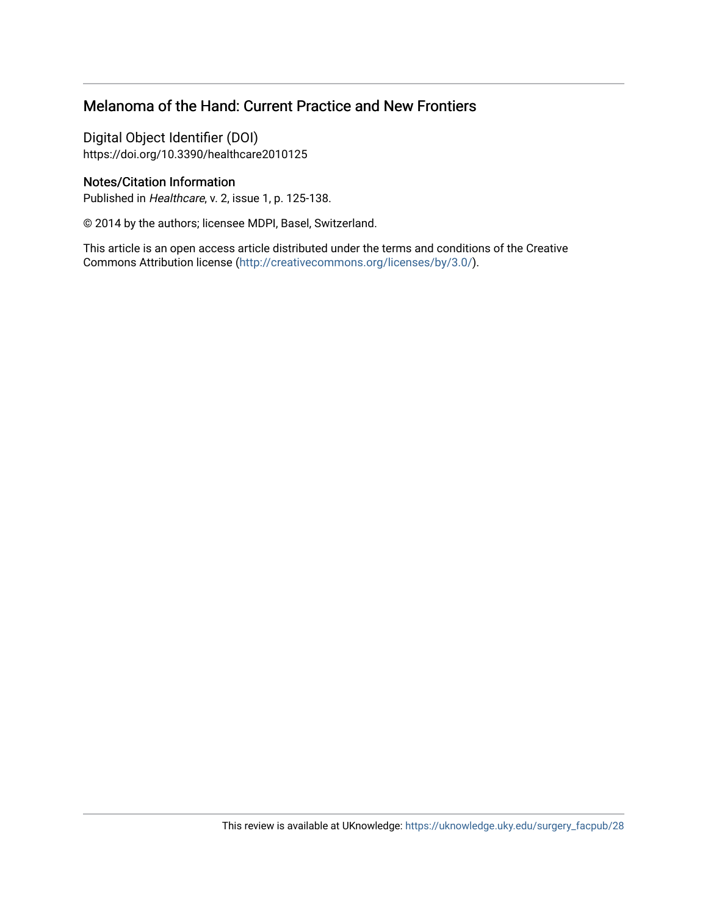# Melanoma of the Hand: Current Practice and New Frontiers

## Digital Object Identifier (DOI)

https://doi.org/10.3390/healthcare2010125

### Notes/Citation Information

Published in *Healthcare*, v. 2, issue 1, p. 125-138.

© 2014 by the authors; licensee MDPI, Basel, Switzerland.

This article is an open access article distributed under the terms and conditions of the Creative Commons Attribution license (http://creativecommons.org/licenses/by/3.0/).

This review is available at UKnowledge: https://uknowledge.uky.edu/surgery_facpub/28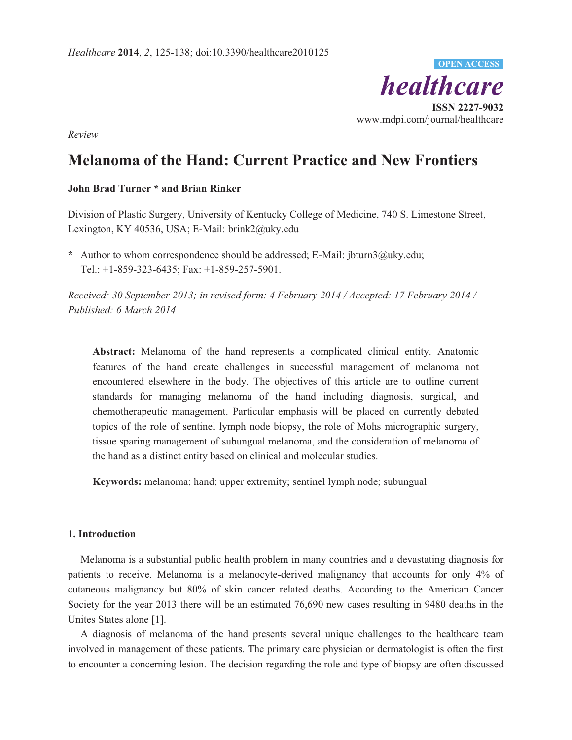Review

# Melanoma of the Hand: Current Practice and New Frontiers

**John Brad Turner * and Brian Rinker**

Division of Plastic Surgery, University of Kentucky College of Medicine, 740 S. Limestone Street, Lexington, KY 40536, USA; E-Mail: brink2@uky.edu

\* Author to whom correspondence should be addressed; E-Mail: jbturn3@uky.edu; Tel.: +1-859-323-6435; Fax: +1-859-257-5901.

*Received: 30 September 2013; in revised form: 4 February 2014 / Accepted: 17 February 2014 / Published: 6 March 2014*

---

**Abstract:** Melanoma of the hand represents a complicated clinical entity. Anatomic features of the hand create challenges in successful management of melanoma not encountered elsewhere in the body. The objectives of this article are to outline current standards for managing melanoma of the hand including diagnosis, surgical, and chemotherapeutic management. Particular emphasis will be placed on currently debated topics of the role of sentinel lymph node biopsy, the role of Mohs micrographic surgery, tissue sparing management of subungual melanoma, and the consideration of melanoma of the hand as a distinct entity based on clinical and molecular studies.

**Keywords:** melanoma; hand; upper extremity; sentinel lymph node; subungual

---

## 1. Introduction

Melanoma is a substantial public health problem in many countries and a devastating diagnosis for patients to receive. Melanoma is a melanocyte-derived malignancy that accounts for only 4% of cutaneous malignancy but 80% of skin cancer related deaths. According to the American Cancer Society for the year 2013 there will be an estimated 76,690 new cases resulting in 9480 deaths in the Unites States alone [1].

A diagnosis of melanoma of the hand presents several unique challenges to the healthcare team involved in management of these patients. The primary care physician or dermatologist is often the first to encounter a concerning lesion. The decision regarding the role and type of biopsy are often discussed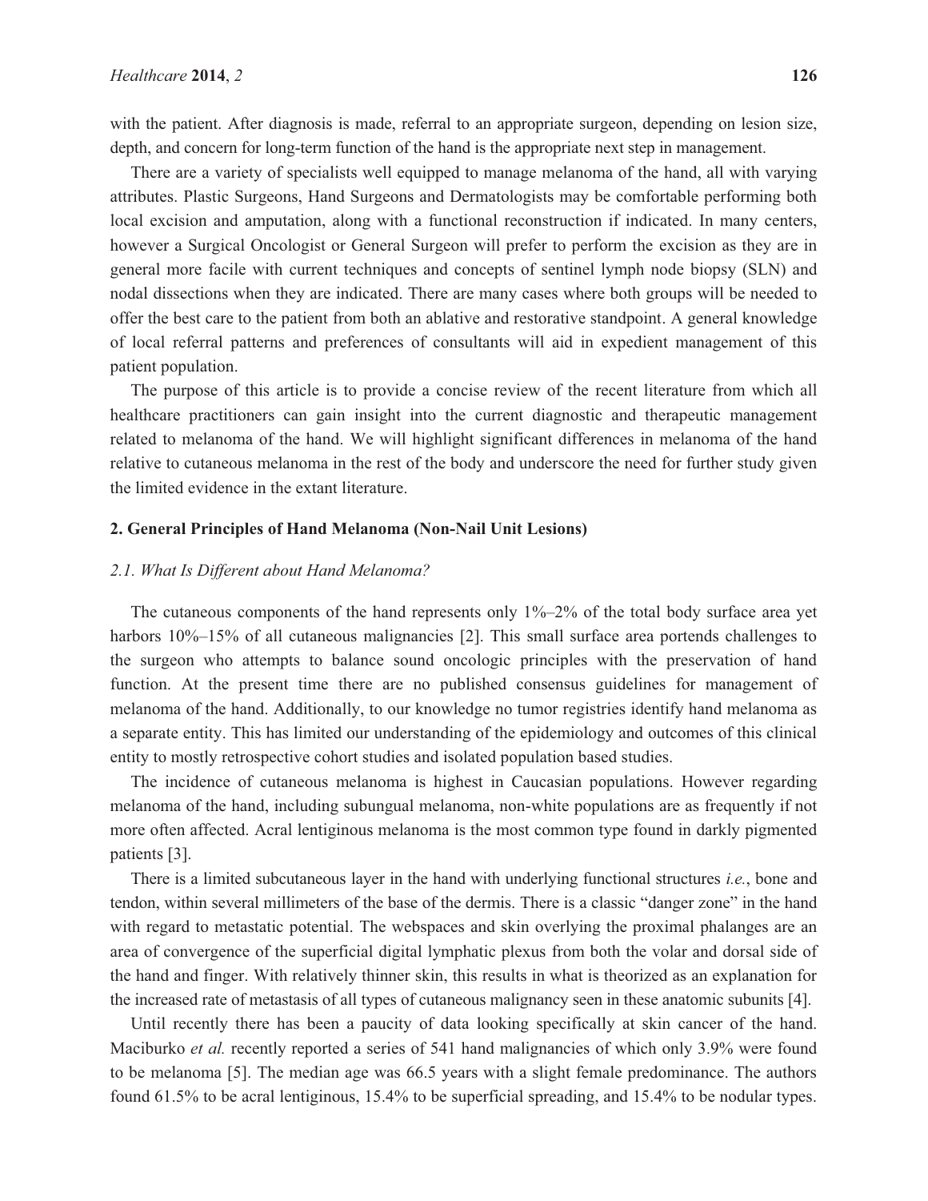with the patient. After diagnosis is made, referral to an appropriate surgeon, depending on lesion size, depth, and concern for long-term function of the hand is the appropriate next step in management.

There are a variety of specialists well equipped to manage melanoma of the hand, all with varying attributes. Plastic Surgeons, Hand Surgeons and Dermatologists may be comfortable performing both local excision and amputation, along with a functional reconstruction if indicated. In many centers, however a Surgical Oncologist or General Surgeon will prefer to perform the excision as they are in general more facile with current techniques and concepts of sentinel lymph node biopsy (SLN) and nodal dissections when they are indicated. There are many cases where both groups will be needed to offer the best care to the patient from both an ablative and restorative standpoint. A general knowledge of local referral patterns and preferences of consultants will aid in expedient management of this patient population.

The purpose of this article is to provide a concise review of the recent literature from which all healthcare practitioners can gain insight into the current diagnostic and therapeutic management related to melanoma of the hand. We will highlight significant differences in melanoma of the hand relative to cutaneous melanoma in the rest of the body and underscore the need for further study given the limited evidence in the extant literature.

## 2. General Principles of Hand Melanoma (Non-Nail Unit Lesions)

### *2.1. What Is Different about Hand Melanoma?*

The cutaneous components of the hand represents only 1%–2% of the total body surface area yet harbors 10%–15% of all cutaneous malignancies [2]. This small surface area portends challenges to the surgeon who attempts to balance sound oncologic principles with the preservation of hand function. At the present time there are no published consensus guidelines for management of melanoma of the hand. Additionally, to our knowledge no tumor registries identify hand melanoma as a separate entity. This has limited our understanding of the epidemiology and outcomes of this clinical entity to mostly retrospective cohort studies and isolated population based studies.

The incidence of cutaneous melanoma is highest in Caucasian populations. However regarding melanoma of the hand, including subungual melanoma, non-white populations are as frequently if not more often affected. Acral lentiginous melanoma is the most common type found in darkly pigmented patients [3].

There is a limited subcutaneous layer in the hand with underlying functional structures *i.e.*, bone and tendon, within several millimeters of the base of the dermis. There is a classic "danger zone" in the hand with regard to metastatic potential. The webspaces and skin overlying the proximal phalanges are an area of convergence of the superficial digital lymphatic plexus from both the volar and dorsal side of the hand and finger. With relatively thinner skin, this results in what is theorized as an explanation for the increased rate of metastasis of all types of cutaneous malignancy seen in these anatomic subunits [4].

Until recently there has been a paucity of data looking specifically at skin cancer of the hand. Maciburko *et al.* recently reported a series of 541 hand malignancies of which only 3.9% were found to be melanoma [5]. The median age was 66.5 years with a slight female predominance. The authors found 61.5% to be acral lentiginous, 15.4% to be superficial spreading, and 15.4% to be nodular types.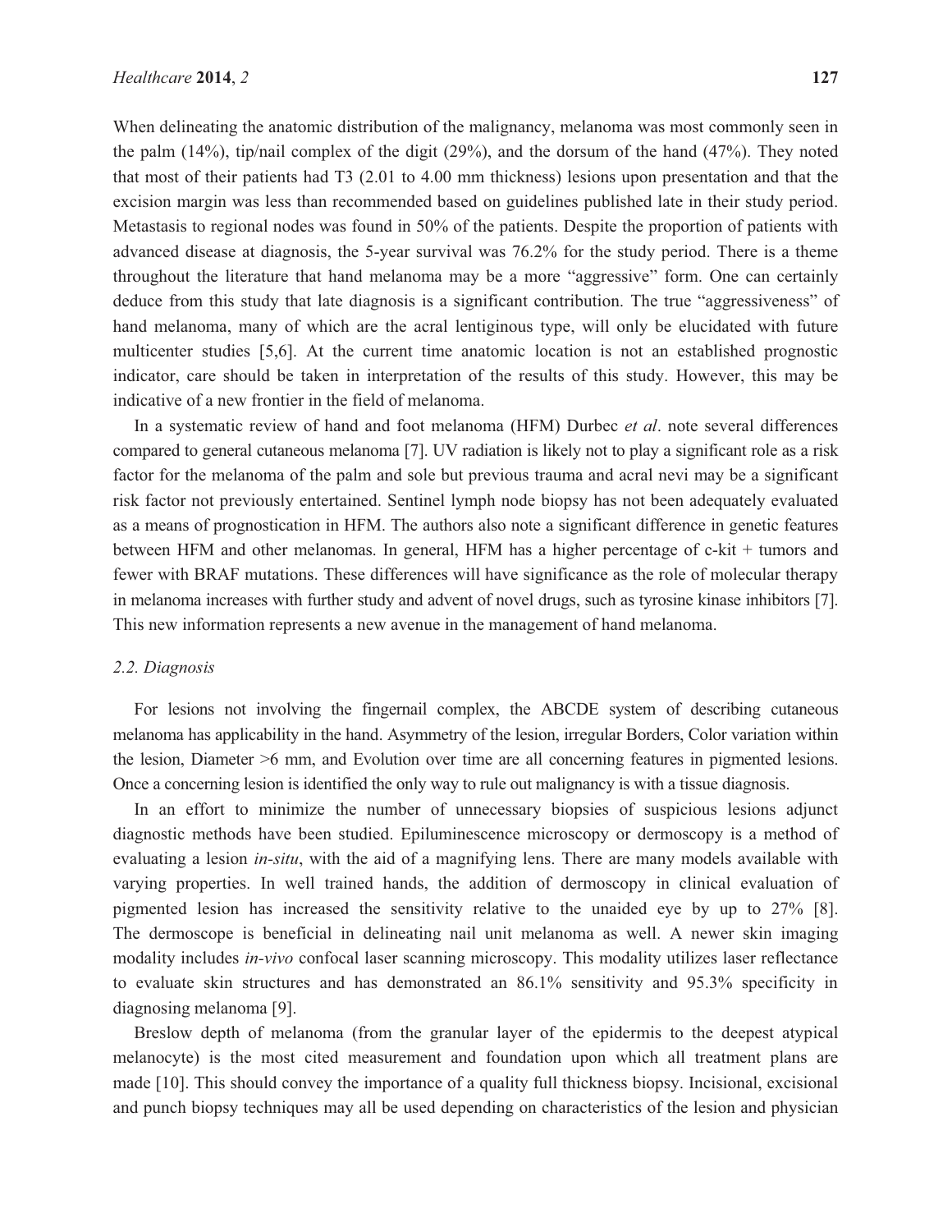When delineating the anatomic distribution of the malignancy, melanoma was most commonly seen in the palm (14%), tip/nail complex of the digit (29%), and the dorsum of the hand (47%). They noted that most of their patients had T3 (2.01 to 4.00 mm thickness) lesions upon presentation and that the excision margin was less than recommended based on guidelines published late in their study period. Metastasis to regional nodes was found in 50% of the patients. Despite the proportion of patients with advanced disease at diagnosis, the 5-year survival was 76.2% for the study period. There is a theme throughout the literature that hand melanoma may be a more "aggressive" form. One can certainly deduce from this study that late diagnosis is a significant contribution. The true "aggressiveness" of hand melanoma, many of which are the acral lentiginous type, will only be elucidated with future multicenter studies [5,6]. At the current time anatomic location is not an established prognostic indicator, care should be taken in interpretation of the results of this study. However, this may be indicative of a new frontier in the field of melanoma.

In a systematic review of hand and foot melanoma (HFM) Durbec *et al*. note several differences compared to general cutaneous melanoma [7]. UV radiation is likely not to play a significant role as a risk factor for the melanoma of the palm and sole but previous trauma and acral nevi may be a significant risk factor not previously entertained. Sentinel lymph node biopsy has not been adequately evaluated as a means of prognostication in HFM. The authors also note a significant difference in genetic features between HFM and other melanomas. In general, HFM has a higher percentage of c-kit + tumors and fewer with BRAF mutations. These differences will have significance as the role of molecular therapy in melanoma increases with further study and advent of novel drugs, such as tyrosine kinase inhibitors [7]. This new information represents a new avenue in the management of hand melanoma.

### 2.2. Diagnosis

For lesions not involving the fingernail complex, the ABCDE system of describing cutaneous melanoma has applicability in the hand. Asymmetry of the lesion, irregular Borders, Color variation within the lesion, Diameter >6 mm, and Evolution over time are all concerning features in pigmented lesions. Once a concerning lesion is identified the only way to rule out malignancy is with a tissue diagnosis.

In an effort to minimize the number of unnecessary biopsies of suspicious lesions adjunct diagnostic methods have been studied. Epiluminescence microscopy or dermoscopy is a method of evaluating a lesion *in-situ*, with the aid of a magnifying lens. There are many models available with varying properties. In well trained hands, the addition of dermoscopy in clinical evaluation of pigmented lesion has increased the sensitivity relative to the unaided eye by up to 27% [8]. The dermoscope is beneficial in delineating nail unit melanoma as well. A newer skin imaging modality includes *in-vivo* confocal laser scanning microscopy. This modality utilizes laser reflectance to evaluate skin structures and has demonstrated an 86.1% sensitivity and 95.3% specificity in diagnosing melanoma [9].

Breslow depth of melanoma (from the granular layer of the epidermis to the deepest atypical melanocyte) is the most cited measurement and foundation upon which all treatment plans are made [10]. This should convey the importance of a quality full thickness biopsy. Incisional, excisional and punch biopsy techniques may all be used depending on characteristics of the lesion and physician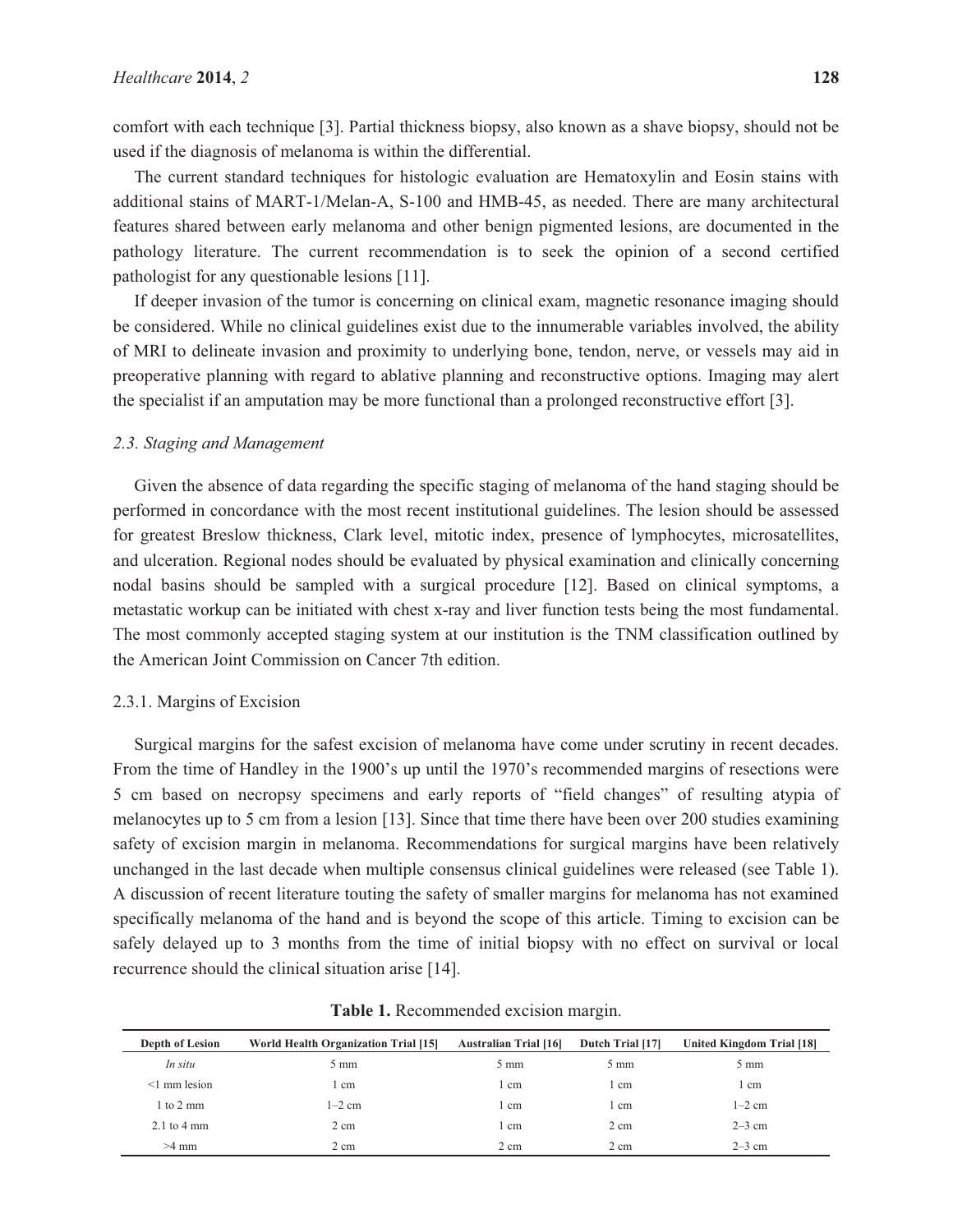comfort with each technique [3]. Partial thickness biopsy, also known as a shave biopsy, should not be used if the diagnosis of melanoma is within the differential.

The current standard techniques for histologic evaluation are Hematoxylin and Eosin stains with additional stains of MART-1/Melan-A, S-100 and HMB-45, as needed. There are many architectural features shared between early melanoma and other benign pigmented lesions, are documented in the pathology literature. The current recommendation is to seek the opinion of a second certified pathologist for any questionable lesions [11].

If deeper invasion of the tumor is concerning on clinical exam, magnetic resonance imaging should be considered. While no clinical guidelines exist due to the innumerable variables involved, the ability of MRI to delineate invasion and proximity to underlying bone, tendon, nerve, or vessels may aid in preoperative planning with regard to ablative planning and reconstructive options. Imaging may alert the specialist if an amputation may be more functional than a prolonged reconstructive effort [3].

### *2.3. Staging and Management*

Given the absence of data regarding the specific staging of melanoma of the hand staging should be performed in concordance with the most recent institutional guidelines. The lesion should be assessed for greatest Breslow thickness, Clark level, mitotic index, presence of lymphocytes, microsatellites, and ulceration. Regional nodes should be evaluated by physical examination and clinically concerning nodal basins should be sampled with a surgical procedure [12]. Based on clinical symptoms, a metastatic workup can be initiated with chest x-ray and liver function tests being the most fundamental. The most commonly accepted staging system at our institution is the TNM classification outlined by the American Joint Commission on Cancer 7th edition.

#### 2.3.1. Margins of Excision

Surgical margins for the safest excision of melanoma have come under scrutiny in recent decades. From the time of Handley in the 1900's up until the 1970's recommended margins of resections were 5 cm based on necropsy specimens and early reports of "field changes" of resulting atypia of melanocytes up to 5 cm from a lesion [13]. Since that time there have been over 200 studies examining safety of excision margin in melanoma. Recommendations for surgical margins have been relatively unchanged in the last decade when multiple consensus clinical guidelines were released (see Table 1). A discussion of recent literature touting the safety of smaller margins for melanoma has not examined specifically melanoma of the hand and is beyond the scope of this article. Timing to excision can be safely delayed up to 3 months from the time of initial biopsy with no effect on survival or local recurrence should the clinical situation arise [14].

**Table 1.** Recommended excision margin.

| Depth of Lesion | World Health Organization Trial [15] | Australian Trial [16] | Dutch Trial [17] | United Kingdom Trial [18] |
|---|---|---|---|---|
| *In situ* | 5 mm | 5 mm | 5 mm | 5 mm |
| <1 mm lesion | 1 cm | 1 cm | 1 cm | 1 cm |
| 1 to 2 mm | 1–2 cm | 1 cm | 1 cm | 1–2 cm |
| 2.1 to 4 mm | 2 cm | 1 cm | 2 cm | 2–3 cm |
| >4 mm | 2 cm | 2 cm | 2 cm | 2–3 cm |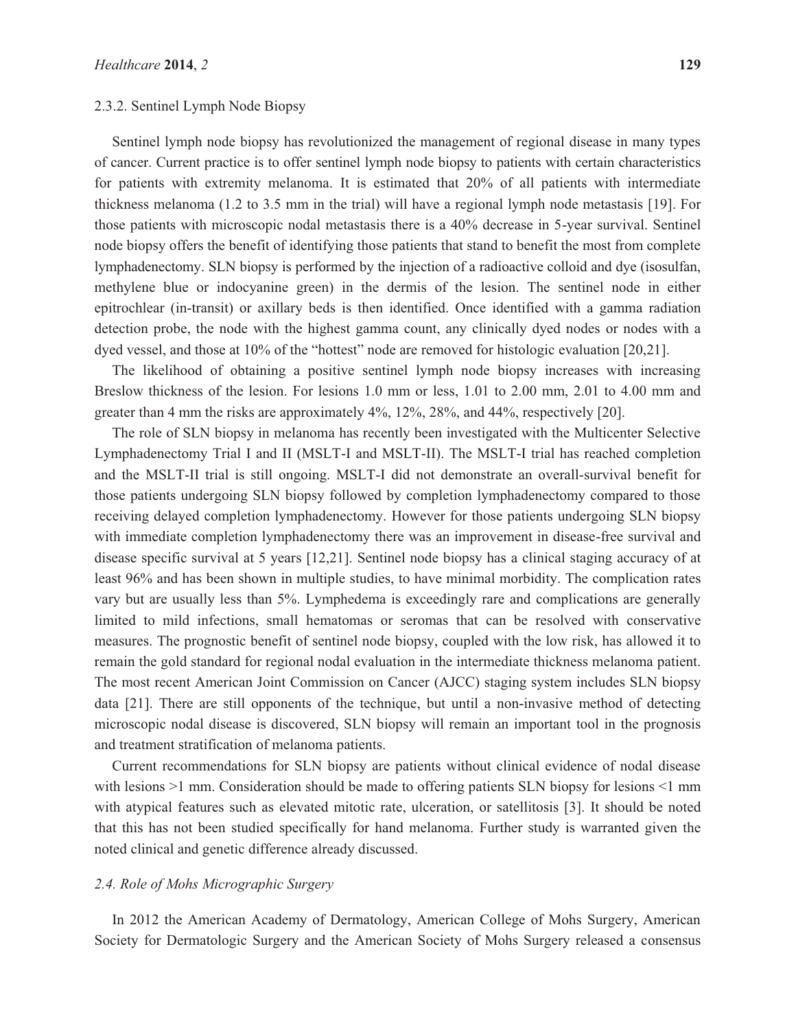### 2.3.2. Sentinel Lymph Node Biopsy

Sentinel lymph node biopsy has revolutionized the management of regional disease in many types of cancer. Current practice is to offer sentinel lymph node biopsy to patients with certain characteristics for patients with extremity melanoma. It is estimated that 20% of all patients with intermediate thickness melanoma (1.2 to 3.5 mm in the trial) will have a regional lymph node metastasis [19]. For those patients with microscopic nodal metastasis there is a 40% decrease in 5-year survival. Sentinel node biopsy offers the benefit of identifying those patients that stand to benefit the most from complete lymphadenectomy. SLN biopsy is performed by the injection of a radioactive colloid and dye (isosulfan, methylene blue or indocyanine green) in the dermis of the lesion. The sentinel node in either epitrochlear (in-transit) or axillary beds is then identified. Once identified with a gamma radiation detection probe, the node with the highest gamma count, any clinically dyed nodes or nodes with a dyed vessel, and those at 10% of the "hottest" node are removed for histologic evaluation [20,21].

The likelihood of obtaining a positive sentinel lymph node biopsy increases with increasing Breslow thickness of the lesion. For lesions 1.0 mm or less, 1.01 to 2.00 mm, 2.01 to 4.00 mm and greater than 4 mm the risks are approximately 4%, 12%, 28%, and 44%, respectively [20].

The role of SLN biopsy in melanoma has recently been investigated with the Multicenter Selective Lymphadenectomy Trial I and II (MSLT-I and MSLT-II). The MSLT-I trial has reached completion and the MSLT-II trial is still ongoing. MSLT-I did not demonstrate an overall-survival benefit for those patients undergoing SLN biopsy followed by completion lymphadenectomy compared to those receiving delayed completion lymphadenectomy. However for those patients undergoing SLN biopsy with immediate completion lymphadenectomy there was an improvement in disease-free survival and disease specific survival at 5 years [12,21]. Sentinel node biopsy has a clinical staging accuracy of at least 96% and has been shown in multiple studies, to have minimal morbidity. The complication rates vary but are usually less than 5%. Lymphedema is exceedingly rare and complications are generally limited to mild infections, small hematomas or seromas that can be resolved with conservative measures. The prognostic benefit of sentinel node biopsy, coupled with the low risk, has allowed it to remain the gold standard for regional nodal evaluation in the intermediate thickness melanoma patient. The most recent American Joint Commission on Cancer (AJCC) staging system includes SLN biopsy data [21]. There are still opponents of the technique, but until a non-invasive method of detecting microscopic nodal disease is discovered, SLN biopsy will remain an important tool in the prognosis and treatment stratification of melanoma patients.

Current recommendations for SLN biopsy are patients without clinical evidence of nodal disease with lesions >1 mm. Consideration should be made to offering patients SLN biopsy for lesions <1 mm with atypical features such as elevated mitotic rate, ulceration, or satellitosis [3]. It should be noted that this has not been studied specifically for hand melanoma. Further study is warranted given the noted clinical and genetic difference already discussed.

## *2.4. Role of Mohs Micrographic Surgery*

In 2012 the American Academy of Dermatology, American College of Mohs Surgery, American Society for Dermatologic Surgery and the American Society of Mohs Surgery released a consensus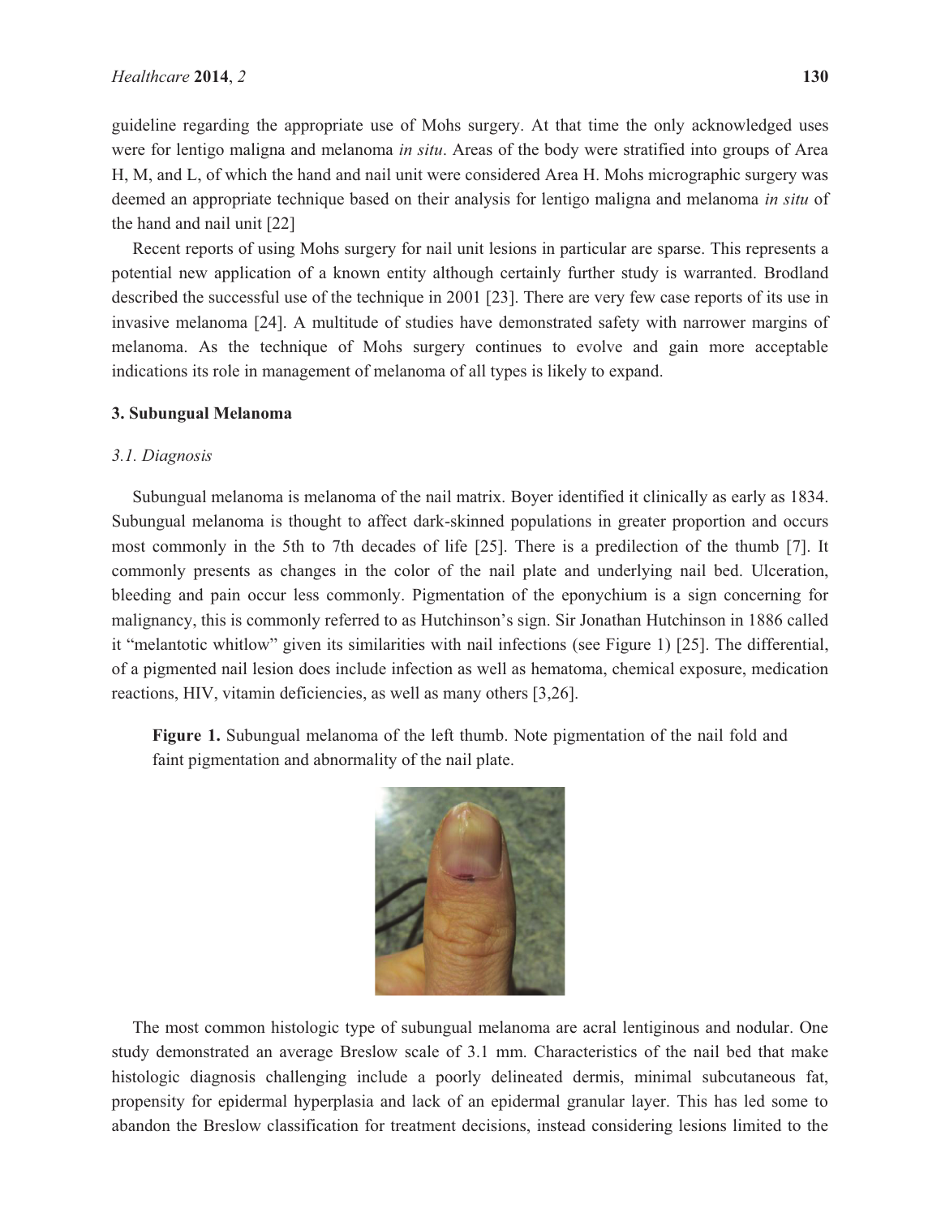guideline regarding the appropriate use of Mohs surgery. At that time the only acknowledged uses were for lentigo maligna and melanoma *in situ*. Areas of the body were stratified into groups of Area H, M, and L, of which the hand and nail unit were considered Area H. Mohs micrographic surgery was deemed an appropriate technique based on their analysis for lentigo maligna and melanoma *in situ* of the hand and nail unit [22]

Recent reports of using Mohs surgery for nail unit lesions in particular are sparse. This represents a potential new application of a known entity although certainly further study is warranted. Brodland described the successful use of the technique in 2001 [23]. There are very few case reports of its use in invasive melanoma [24]. A multitude of studies have demonstrated safety with narrower margins of melanoma. As the technique of Mohs surgery continues to evolve and gain more acceptable indications its role in management of melanoma of all types is likely to expand.

## 3. Subungual Melanoma

### *3.1. Diagnosis*

Subungual melanoma is melanoma of the nail matrix. Boyer identified it clinically as early as 1834. Subungual melanoma is thought to affect dark-skinned populations in greater proportion and occurs most commonly in the 5th to 7th decades of life [25]. There is a predilection of the thumb [7]. It commonly presents as changes in the color of the nail plate and underlying nail bed. Ulceration, bleeding and pain occur less commonly. Pigmentation of the eponychium is a sign concerning for malignancy, this is commonly referred to as Hutchinson's sign. Sir Jonathan Hutchinson in 1886 called it "melantotic whitlow" given its similarities with nail infections (see Figure 1) [25]. The differential, of a pigmented nail lesion does include infection as well as hematoma, chemical exposure, medication reactions, HIV, vitamin deficiencies, as well as many others [3,26].

**Figure 1.** Subungual melanoma of the left thumb. Note pigmentation of the nail fold and faint pigmentation and abnormality of the nail plate.

The most common histologic type of subungual melanoma are acral lentiginous and nodular. One study demonstrated an average Breslow scale of 3.1 mm. Characteristics of the nail bed that make histologic diagnosis challenging include a poorly delineated dermis, minimal subcutaneous fat, propensity for epidermal hyperplasia and lack of an epidermal granular layer. This has led some to abandon the Breslow classification for treatment decisions, instead considering lesions limited to the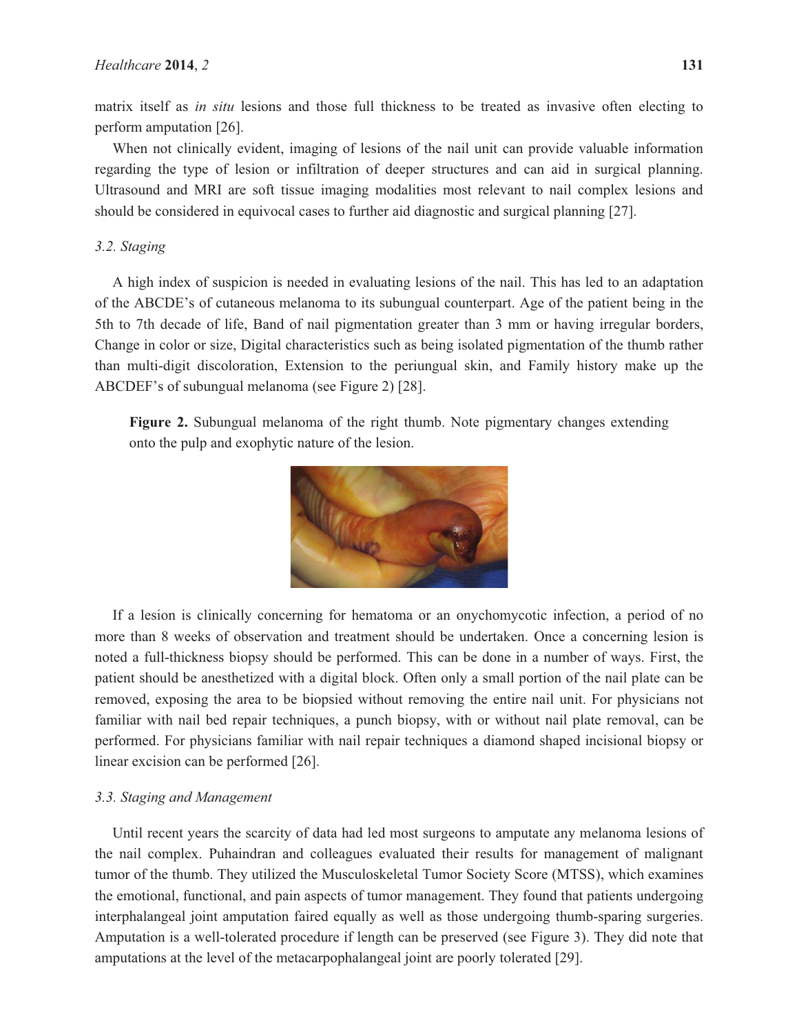matrix itself as *in situ* lesions and those full thickness to be treated as invasive often electing to perform amputation [26].

When not clinically evident, imaging of lesions of the nail unit can provide valuable information regarding the type of lesion or infiltration of deeper structures and can aid in surgical planning. Ultrasound and MRI are soft tissue imaging modalities most relevant to nail complex lesions and should be considered in equivocal cases to further aid diagnostic and surgical planning [27].

### 3.2. Staging

A high index of suspicion is needed in evaluating lesions of the nail. This has led to an adaptation of the ABCDE's of cutaneous melanoma to its subungual counterpart. Age of the patient being in the 5th to 7th decade of life, Band of nail pigmentation greater than 3 mm or having irregular borders, Change in color or size, Digital characteristics such as being isolated pigmentation of the thumb rather than multi-digit discoloration, Extension to the periungual skin, and Family history make up the ABCDEF's of subungual melanoma (see Figure 2) [28].

**Figure 2.** Subungual melanoma of the right thumb. Note pigmentary changes extending onto the pulp and exophytic nature of the lesion.

If a lesion is clinically concerning for hematoma or an onychomycotic infection, a period of no more than 8 weeks of observation and treatment should be undertaken. Once a concerning lesion is noted a full-thickness biopsy should be performed. This can be done in a number of ways. First, the patient should be anesthetized with a digital block. Often only a small portion of the nail plate can be removed, exposing the area to be biopsied without removing the entire nail unit. For physicians not familiar with nail bed repair techniques, a punch biopsy, with or without nail plate removal, can be performed. For physicians familiar with nail repair techniques a diamond shaped incisional biopsy or linear excision can be performed [26].

### 3.3. Staging and Management

Until recent years the scarcity of data had led most surgeons to amputate any melanoma lesions of the nail complex. Puhaindran and colleagues evaluated their results for management of malignant tumor of the thumb. They utilized the Musculoskeletal Tumor Society Score (MTSS), which examines the emotional, functional, and pain aspects of tumor management. They found that patients undergoing interphalangeal joint amputation faired equally as well as those undergoing thumb-sparing surgeries. Amputation is a well-tolerated procedure if length can be preserved (see Figure 3). They did note that amputations at the level of the metacarpophalangeal joint are poorly tolerated [29].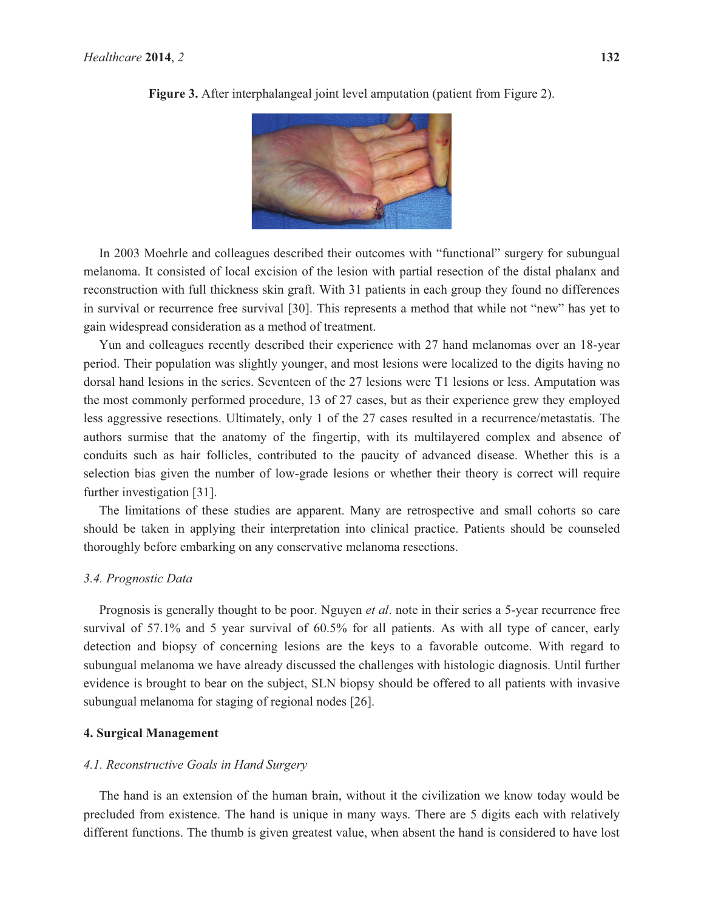**Figure 3.** After interphalangeal joint level amputation (patient from Figure 2).

In 2003 Moehrle and colleagues described their outcomes with "functional" surgery for subungual melanoma. It consisted of local excision of the lesion with partial resection of the distal phalanx and reconstruction with full thickness skin graft. With 31 patients in each group they found no differences in survival or recurrence free survival [30]. This represents a method that while not "new" has yet to gain widespread consideration as a method of treatment.

Yun and colleagues recently described their experience with 27 hand melanomas over an 18-year period. Their population was slightly younger, and most lesions were localized to the digits having no dorsal hand lesions in the series. Seventeen of the 27 lesions were T1 lesions or less. Amputation was the most commonly performed procedure, 13 of 27 cases, but as their experience grew they employed less aggressive resections. Ultimately, only 1 of the 27 cases resulted in a recurrence/metastatis. The authors surmise that the anatomy of the fingertip, with its multilayered complex and absence of conduits such as hair follicles, contributed to the paucity of advanced disease. Whether this is a selection bias given the number of low-grade lesions or whether their theory is correct will require further investigation [31].

The limitations of these studies are apparent. Many are retrospective and small cohorts so care should be taken in applying their interpretation into clinical practice. Patients should be counseled thoroughly before embarking on any conservative melanoma resections.

### *3.4. Prognostic Data*

Prognosis is generally thought to be poor. Nguyen *et al*. note in their series a 5-year recurrence free survival of 57.1% and 5 year survival of 60.5% for all patients. As with all type of cancer, early detection and biopsy of concerning lesions are the keys to a favorable outcome. With regard to subungual melanoma we have already discussed the challenges with histologic diagnosis. Until further evidence is brought to bear on the subject, SLN biopsy should be offered to all patients with invasive subungual melanoma for staging of regional nodes [26].

## **4. Surgical Management**

### *4.1. Reconstructive Goals in Hand Surgery*

The hand is an extension of the human brain, without it the civilization we know today would be precluded from existence. The hand is unique in many ways. There are 5 digits each with relatively different functions. The thumb is given greatest value, when absent the hand is considered to have lost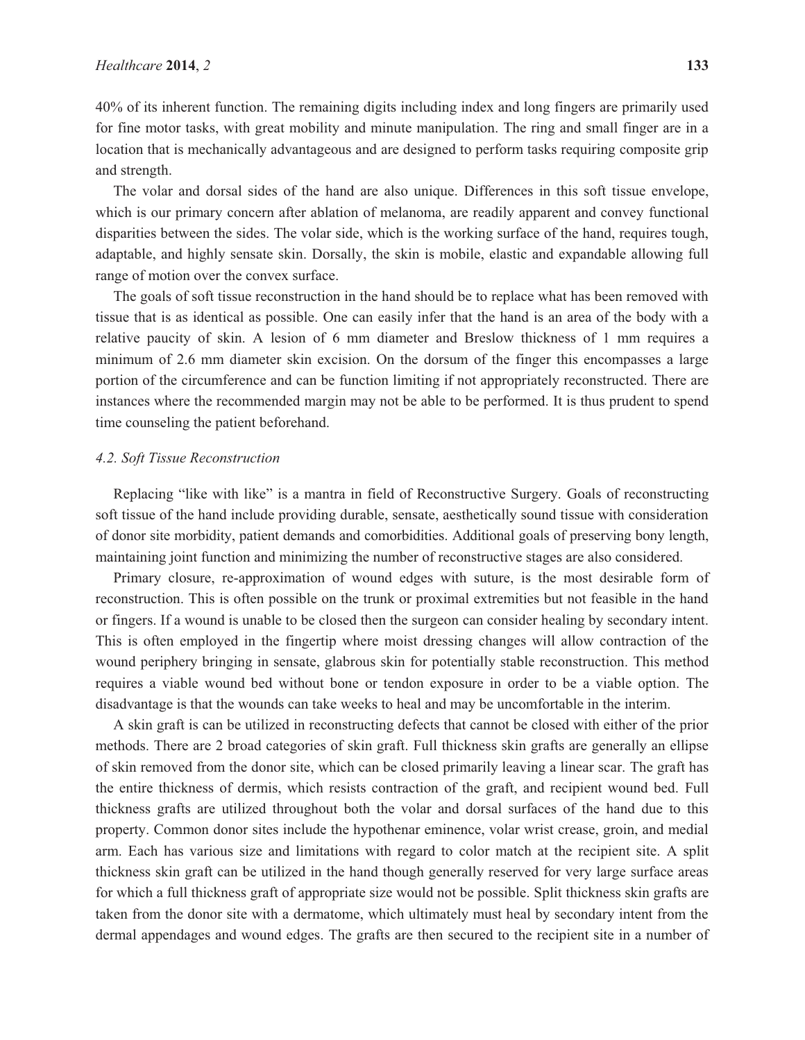40% of its inherent function. The remaining digits including index and long fingers are primarily used for fine motor tasks, with great mobility and minute manipulation. The ring and small finger are in a location that is mechanically advantageous and are designed to perform tasks requiring composite grip and strength.

The volar and dorsal sides of the hand are also unique. Differences in this soft tissue envelope, which is our primary concern after ablation of melanoma, are readily apparent and convey functional disparities between the sides. The volar side, which is the working surface of the hand, requires tough, adaptable, and highly sensate skin. Dorsally, the skin is mobile, elastic and expandable allowing full range of motion over the convex surface.

The goals of soft tissue reconstruction in the hand should be to replace what has been removed with tissue that is as identical as possible. One can easily infer that the hand is an area of the body with a relative paucity of skin. A lesion of 6 mm diameter and Breslow thickness of 1 mm requires a minimum of 2.6 mm diameter skin excision. On the dorsum of the finger this encompasses a large portion of the circumference and can be function limiting if not appropriately reconstructed. There are instances where the recommended margin may not be able to be performed. It is thus prudent to spend time counseling the patient beforehand.

### *4.2. Soft Tissue Reconstruction*

Replacing "like with like" is a mantra in field of Reconstructive Surgery. Goals of reconstructing soft tissue of the hand include providing durable, sensate, aesthetically sound tissue with consideration of donor site morbidity, patient demands and comorbidities. Additional goals of preserving bony length, maintaining joint function and minimizing the number of reconstructive stages are also considered.

Primary closure, re-approximation of wound edges with suture, is the most desirable form of reconstruction. This is often possible on the trunk or proximal extremities but not feasible in the hand or fingers. If a wound is unable to be closed then the surgeon can consider healing by secondary intent. This is often employed in the fingertip where moist dressing changes will allow contraction of the wound periphery bringing in sensate, glabrous skin for potentially stable reconstruction. This method requires a viable wound bed without bone or tendon exposure in order to be a viable option. The disadvantage is that the wounds can take weeks to heal and may be uncomfortable in the interim.

A skin graft is can be utilized in reconstructing defects that cannot be closed with either of the prior methods. There are 2 broad categories of skin graft. Full thickness skin grafts are generally an ellipse of skin removed from the donor site, which can be closed primarily leaving a linear scar. The graft has the entire thickness of dermis, which resists contraction of the graft, and recipient wound bed. Full thickness grafts are utilized throughout both the volar and dorsal surfaces of the hand due to this property. Common donor sites include the hypothenar eminence, volar wrist crease, groin, and medial arm. Each has various size and limitations with regard to color match at the recipient site. A split thickness skin graft can be utilized in the hand though generally reserved for very large surface areas for which a full thickness graft of appropriate size would not be possible. Split thickness skin grafts are taken from the donor site with a dermatome, which ultimately must heal by secondary intent from the dermal appendages and wound edges. The grafts are then secured to the recipient site in a number of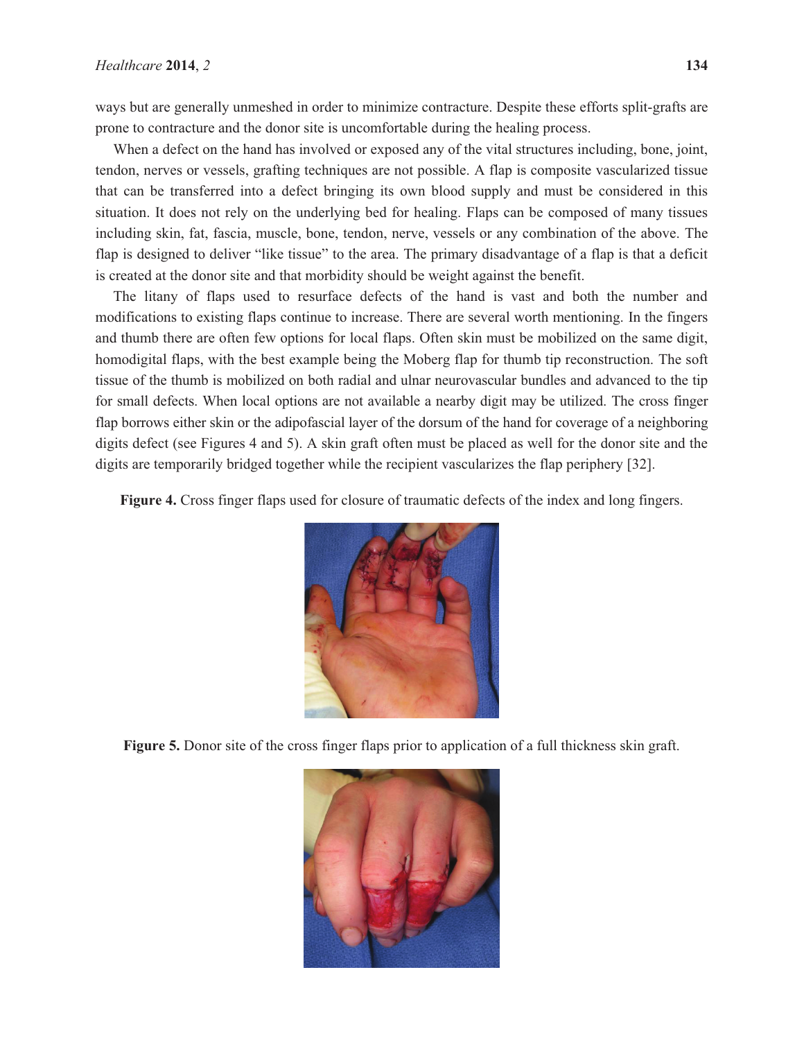ways but are generally unmeshed in order to minimize contracture. Despite these efforts split-grafts are prone to contracture and the donor site is uncomfortable during the healing process.

When a defect on the hand has involved or exposed any of the vital structures including, bone, joint, tendon, nerves or vessels, grafting techniques are not possible. A flap is composite vascularized tissue that can be transferred into a defect bringing its own blood supply and must be considered in this situation. It does not rely on the underlying bed for healing. Flaps can be composed of many tissues including skin, fat, fascia, muscle, bone, tendon, nerve, vessels or any combination of the above. The flap is designed to deliver "like tissue" to the area. The primary disadvantage of a flap is that a deficit is created at the donor site and that morbidity should be weight against the benefit.

The litany of flaps used to resurface defects of the hand is vast and both the number and modifications to existing flaps continue to increase. There are several worth mentioning. In the fingers and thumb there are often few options for local flaps. Often skin must be mobilized on the same digit, homodigital flaps, with the best example being the Moberg flap for thumb tip reconstruction. The soft tissue of the thumb is mobilized on both radial and ulnar neurovascular bundles and advanced to the tip for small defects. When local options are not available a nearby digit may be utilized. The cross finger flap borrows either skin or the adipofascial layer of the dorsum of the hand for coverage of a neighboring digits defect (see Figures 4 and 5). A skin graft often must be placed as well for the donor site and the digits are temporarily bridged together while the recipient vascularizes the flap periphery [32].

**Figure 4.** Cross finger flaps used for closure of traumatic defects of the index and long fingers.

**Figure 5.** Donor site of the cross finger flaps prior to application of a full thickness skin graft.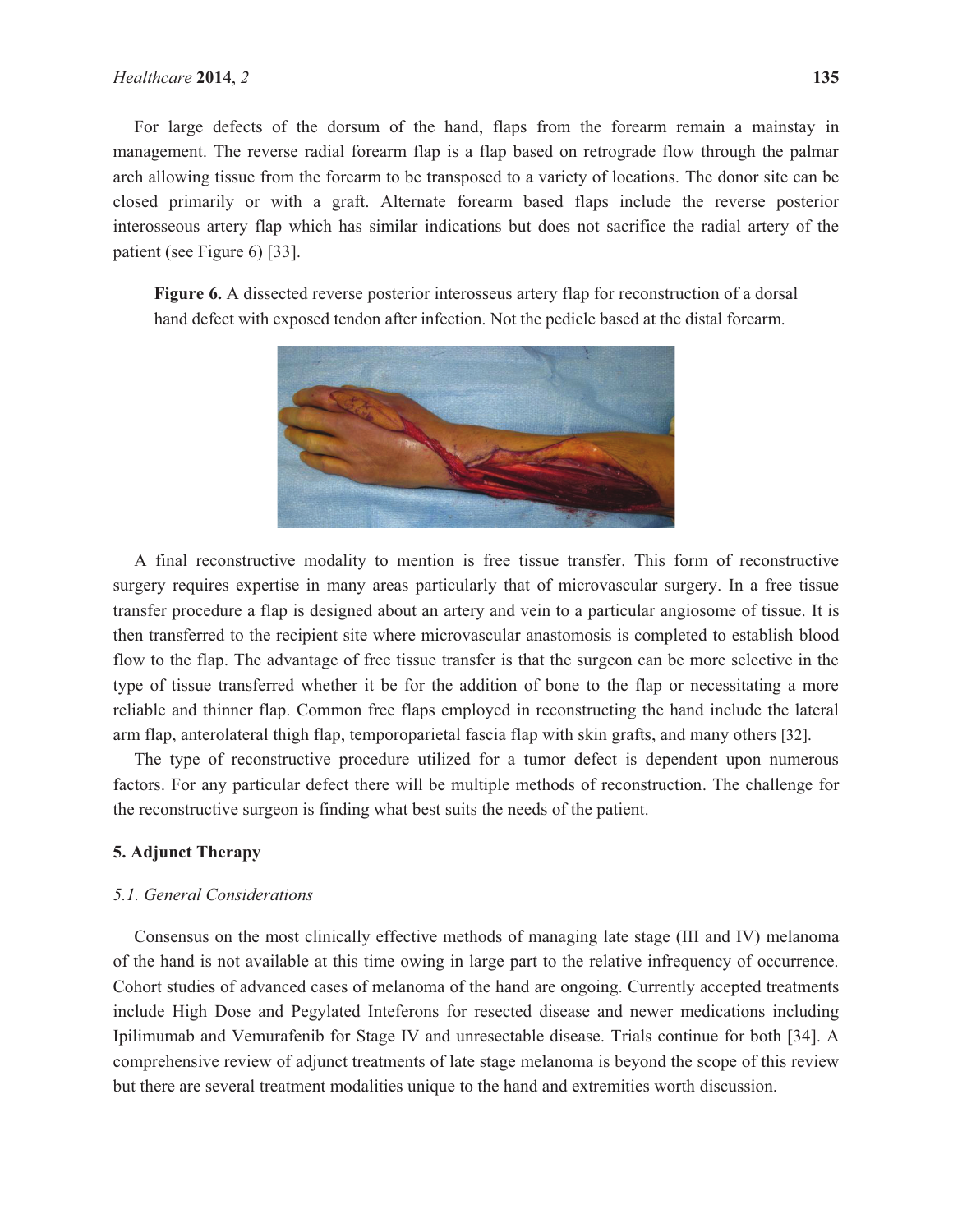For large defects of the dorsum of the hand, flaps from the forearm remain a mainstay in management. The reverse radial forearm flap is a flap based on retrograde flow through the palmar arch allowing tissue from the forearm to be transposed to a variety of locations. The donor site can be closed primarily or with a graft. Alternate forearm based flaps include the reverse posterior interosseous artery flap which has similar indications but does not sacrifice the radial artery of the patient (see Figure 6) [33].

**Figure 6.** A dissected reverse posterior interosseus artery flap for reconstruction of a dorsal hand defect with exposed tendon after infection. Not the pedicle based at the distal forearm.

A final reconstructive modality to mention is free tissue transfer. This form of reconstructive surgery requires expertise in many areas particularly that of microvascular surgery. In a free tissue transfer procedure a flap is designed about an artery and vein to a particular angiosome of tissue. It is then transferred to the recipient site where microvascular anastomosis is completed to establish blood flow to the flap. The advantage of free tissue transfer is that the surgeon can be more selective in the type of tissue transferred whether it be for the addition of bone to the flap or necessitating a more reliable and thinner flap. Common free flaps employed in reconstructing the hand include the lateral arm flap, anterolateral thigh flap, temporoparietal fascia flap with skin grafts, and many others [32].

The type of reconstructive procedure utilized for a tumor defect is dependent upon numerous factors. For any particular defect there will be multiple methods of reconstruction. The challenge for the reconstructive surgeon is finding what best suits the needs of the patient.

## 5. Adjunct Therapy

### *5.1. General Considerations*

Consensus on the most clinically effective methods of managing late stage (III and IV) melanoma of the hand is not available at this time owing in large part to the relative infrequency of occurrence. Cohort studies of advanced cases of melanoma of the hand are ongoing. Currently accepted treatments include High Dose and Pegylated Inteferons for resected disease and newer medications including Ipilimumab and Vemurafenib for Stage IV and unresectable disease. Trials continue for both [34]. A comprehensive review of adjunct treatments of late stage melanoma is beyond the scope of this review but there are several treatment modalities unique to the hand and extremities worth discussion.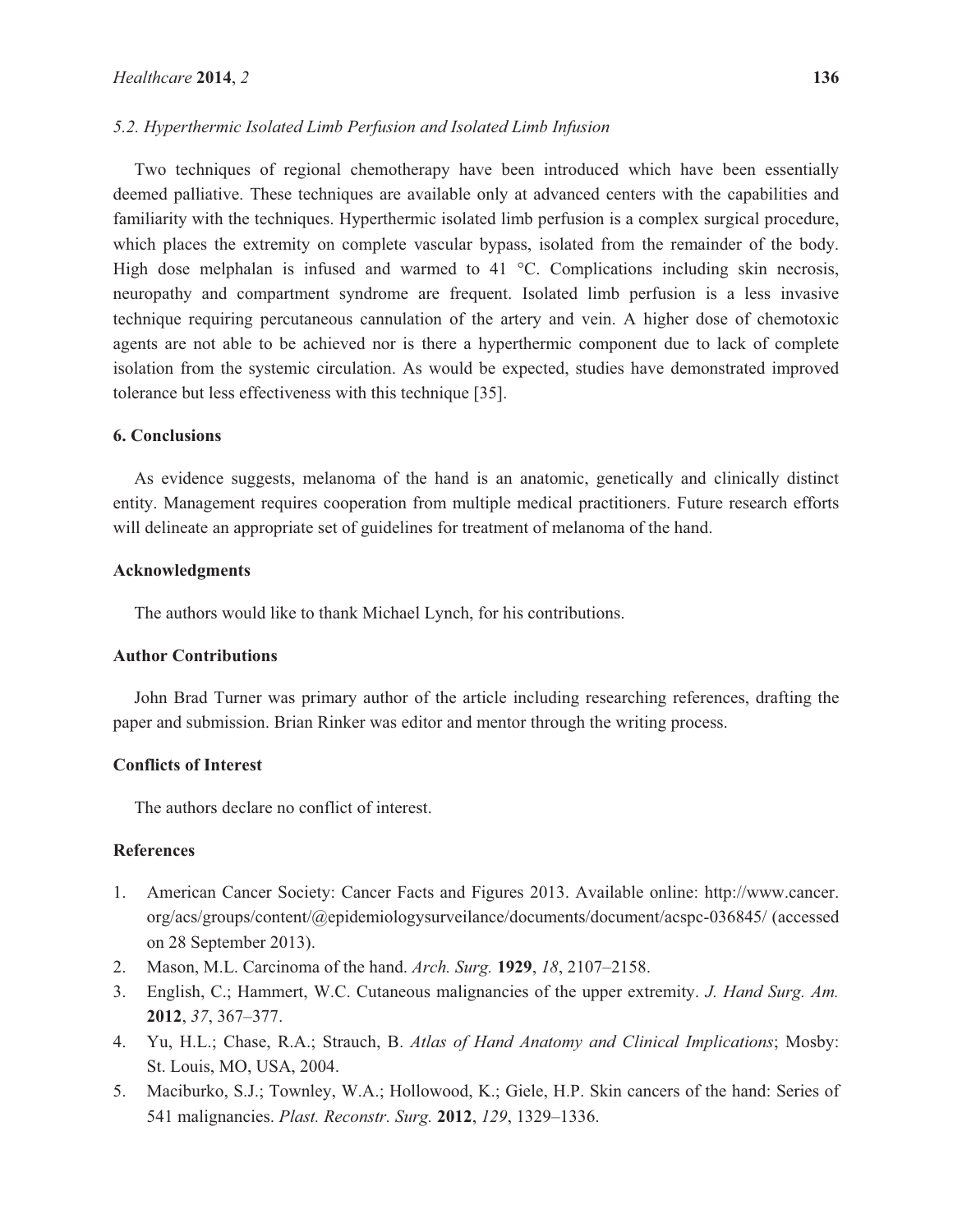### 5.2. Hyperthermic Isolated Limb Perfusion and Isolated Limb Infusion

Two techniques of regional chemotherapy have been introduced which have been essentially deemed palliative. These techniques are available only at advanced centers with the capabilities and familiarity with the techniques. Hyperthermic isolated limb perfusion is a complex surgical procedure, which places the extremity on complete vascular bypass, isolated from the remainder of the body. High dose melphalan is infused and warmed to 41 °C. Complications including skin necrosis, neuropathy and compartment syndrome are frequent. Isolated limb perfusion is a less invasive technique requiring percutaneous cannulation of the artery and vein. A higher dose of chemotoxic agents are not able to be achieved nor is there a hyperthermic component due to lack of complete isolation from the systemic circulation. As would be expected, studies have demonstrated improved tolerance but less effectiveness with this technique [35].

## 6. Conclusions

As evidence suggests, melanoma of the hand is an anatomic, genetically and clinically distinct entity. Management requires cooperation from multiple medical practitioners. Future research efforts will delineate an appropriate set of guidelines for treatment of melanoma of the hand.

## Acknowledgments

The authors would like to thank Michael Lynch, for his contributions.

## Author Contributions

John Brad Turner was primary author of the article including researching references, drafting the paper and submission. Brian Rinker was editor and mentor through the writing process.

## Conflicts of Interest

The authors declare no conflict of interest.

## References

1. American Cancer Society: Cancer Facts and Figures 2013. Available online: http://www.cancer.org/acs/groups/content/@epidemiologysurveilance/documents/document/acspc-036845/ (accessed on 28 September 2013).
2. Mason, M.L. Carcinoma of the hand. *Arch. Surg.* **1929**, *18*, 2107–2158.
3. English, C.; Hammert, W.C. Cutaneous malignancies of the upper extremity. *J. Hand Surg. Am.* **2012**, *37*, 367–377.
4. Yu, H.L.; Chase, R.A.; Strauch, B. *Atlas of Hand Anatomy and Clinical Implications*; Mosby: St. Louis, MO, USA, 2004.
5. Maciburko, S.J.; Townley, W.A.; Hollowood, K.; Giele, H.P. Skin cancers of the hand: Series of 541 malignancies. *Plast. Reconstr. Surg.* **2012**, *129*, 1329–1336.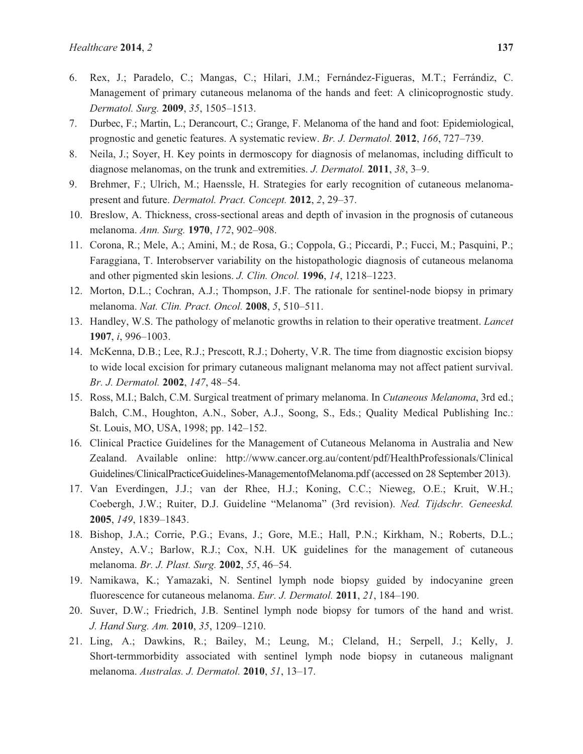6. Rex, J.; Paradelo, C.; Mangas, C.; Hilari, J.M.; Fernández-Figueras, M.T.; Ferrándiz, C. Management of primary cutaneous melanoma of the hands and feet: A clinicoprognostic study. *Dermatol. Surg.* **2009**, *35*, 1505–1513.
7. Durbec, F.; Martin, L.; Derancourt, C.; Grange, F. Melanoma of the hand and foot: Epidemiological, prognostic and genetic features. A systematic review. *Br. J. Dermatol.* **2012**, *166*, 727–739.
8. Neila, J.; Soyer, H. Key points in dermoscopy for diagnosis of melanomas, including difficult to diagnose melanomas, on the trunk and extremities. *J. Dermatol.* **2011**, *38*, 3–9.
9. Brehmer, F.; Ulrich, M.; Haenssle, H. Strategies for early recognition of cutaneous melanoma-present and future. *Dermatol. Pract. Concept.* **2012**, *2*, 29–37.
10. Breslow, A. Thickness, cross-sectional areas and depth of invasion in the prognosis of cutaneous melanoma. *Ann. Surg.* **1970**, *172*, 902–908.
11. Corona, R.; Mele, A.; Amini, M.; de Rosa, G.; Coppola, G.; Piccardi, P.; Fucci, M.; Pasquini, P.; Faraggiana, T. Interobserver variability on the histopathologic diagnosis of cutaneous melanoma and other pigmented skin lesions. *J. Clin. Oncol.* **1996**, *14*, 1218–1223.
12. Morton, D.L.; Cochran, A.J.; Thompson, J.F. The rationale for sentinel-node biopsy in primary melanoma. *Nat. Clin. Pract. Oncol.* **2008**, *5*, 510–511.
13. Handley, W.S. The pathology of melanotic growths in relation to their operative treatment. *Lancet* **1907**, *i*, 996–1003.
14. McKenna, D.B.; Lee, R.J.; Prescott, R.J.; Doherty, V.R. The time from diagnostic excision biopsy to wide local excision for primary cutaneous malignant melanoma may not affect patient survival. *Br. J. Dermatol.* **2002**, *147*, 48–54.
15. Ross, M.I.; Balch, C.M. Surgical treatment of primary melanoma. In *Cutaneous Melanoma*, 3rd ed.; Balch, C.M., Houghton, A.N., Sober, A.J., Soong, S., Eds.; Quality Medical Publishing Inc.: St. Louis, MO, USA, 1998; pp. 142–152.
16. Clinical Practice Guidelines for the Management of Cutaneous Melanoma in Australia and New Zealand. Available online: http://www.cancer.org.au/content/pdf/HealthProfessionals/ClinicalGuidelines/ClinicalPracticeGuidelines-ManagementofMelanoma.pdf (accessed on 28 September 2013).
17. Van Everdingen, J.J.; van der Rhee, H.J.; Koning, C.C.; Nieweg, O.E.; Kruit, W.H.; Coebergh, J.W.; Ruiter, D.J. Guideline "Melanoma" (3rd revision). *Ned. Tijdschr. Geneeskd.* **2005**, *149*, 1839–1843.
18. Bishop, J.A.; Corrie, P.G.; Evans, J.; Gore, M.E.; Hall, P.N.; Kirkham, N.; Roberts, D.L.; Anstey, A.V.; Barlow, R.J.; Cox, N.H. UK guidelines for the management of cutaneous melanoma. *Br. J. Plast. Surg.* **2002**, *55*, 46–54.
19. Namikawa, K.; Yamazaki, N. Sentinel lymph node biopsy guided by indocyanine green fluorescence for cutaneous melanoma. *Eur. J. Dermatol.* **2011**, *21*, 184–190.
20. Suver, D.W.; Friedrich, J.B. Sentinel lymph node biopsy for tumors of the hand and wrist. *J. Hand Surg. Am.* **2010**, *35*, 1209–1210.
21. Ling, A.; Dawkins, R.; Bailey, M.; Leung, M.; Cleland, H.; Serpell, J.; Kelly, J. Short-termmorbidity associated with sentinel lymph node biopsy in cutaneous malignant melanoma. *Australas. J. Dermatol.* **2010**, *51*, 13–17.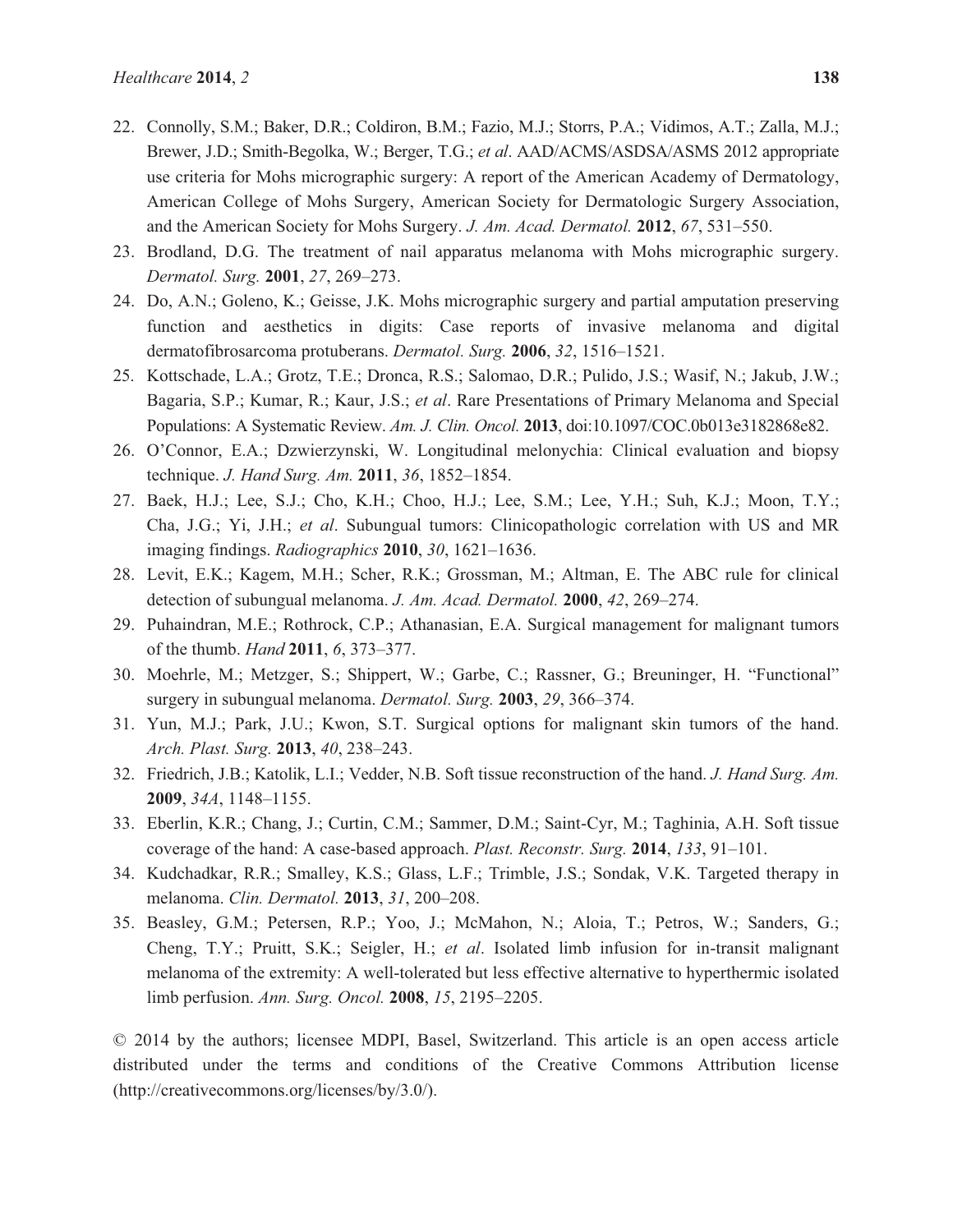22. Connolly, S.M.; Baker, D.R.; Coldiron, B.M.; Fazio, M.J.; Storrs, P.A.; Vidimos, A.T.; Zalla, M.J.; Brewer, J.D.; Smith-Begolka, W.; Berger, T.G.; *et al*. AAD/ACMS/ASDSA/ASMS 2012 appropriate use criteria for Mohs micrographic surgery: A report of the American Academy of Dermatology, American College of Mohs Surgery, American Society for Dermatologic Surgery Association, and the American Society for Mohs Surgery. *J. Am. Acad. Dermatol.* **2012**, *67*, 531–550.
23. Brodland, D.G. The treatment of nail apparatus melanoma with Mohs micrographic surgery. *Dermatol. Surg.* **2001**, *27*, 269–273.
24. Do, A.N.; Goleno, K.; Geisse, J.K. Mohs micrographic surgery and partial amputation preserving function and aesthetics in digits: Case reports of invasive melanoma and digital dermatofibrosarcoma protuberans. *Dermatol. Surg.* **2006**, *32*, 1516–1521.
25. Kottschade, L.A.; Grotz, T.E.; Dronca, R.S.; Salomao, D.R.; Pulido, J.S.; Wasif, N.; Jakub, J.W.; Bagaria, S.P.; Kumar, R.; Kaur, J.S.; *et al*. Rare Presentations of Primary Melanoma and Special Populations: A Systematic Review. *Am. J. Clin. Oncol.* **2013**, doi:10.1097/COC.0b013e3182868e82.
26. O'Connor, E.A.; Dzwierzynski, W. Longitudinal melonychia: Clinical evaluation and biopsy technique. *J. Hand Surg. Am.* **2011**, *36*, 1852–1854.
27. Baek, H.J.; Lee, S.J.; Cho, K.H.; Choo, H.J.; Lee, S.M.; Lee, Y.H.; Suh, K.J.; Moon, T.Y.; Cha, J.G.; Yi, J.H.; *et al*. Subungual tumors: Clinicopathologic correlation with US and MR imaging findings. *Radiographics* **2010**, *30*, 1621–1636.
28. Levit, E.K.; Kagem, M.H.; Scher, R.K.; Grossman, M.; Altman, E. The ABC rule for clinical detection of subungual melanoma. *J. Am. Acad. Dermatol.* **2000**, *42*, 269–274.
29. Puhaindran, M.E.; Rothrock, C.P.; Athanasian, E.A. Surgical management for malignant tumors of the thumb. *Hand* **2011**, *6*, 373–377.
30. Moehrle, M.; Metzger, S.; Shippert, W.; Garbe, C.; Rassner, G.; Breuninger, H. "Functional" surgery in subungual melanoma. *Dermatol. Surg.* **2003**, *29*, 366–374.
31. Yun, M.J.; Park, J.U.; Kwon, S.T. Surgical options for malignant skin tumors of the hand. *Arch. Plast. Surg.* **2013**, *40*, 238–243.
32. Friedrich, J.B.; Katolik, L.I.; Vedder, N.B. Soft tissue reconstruction of the hand. *J. Hand Surg. Am.* **2009**, *34A*, 1148–1155.
33. Eberlin, K.R.; Chang, J.; Curtin, C.M.; Sammer, D.M.; Saint-Cyr, M.; Taghinia, A.H. Soft tissue coverage of the hand: A case-based approach. *Plast. Reconstr. Surg.* **2014**, *133*, 91–101.
34. Kudchadkar, R.R.; Smalley, K.S.; Glass, L.F.; Trimble, J.S.; Sondak, V.K. Targeted therapy in melanoma. *Clin. Dermatol.* **2013**, *31*, 200–208.
35. Beasley, G.M.; Petersen, R.P.; Yoo, J.; McMahon, N.; Aloia, T.; Petros, W.; Sanders, G.; Cheng, T.Y.; Pruitt, S.K.; Seigler, H.; *et al*. Isolated limb infusion for in-transit malignant melanoma of the extremity: A well-tolerated but less effective alternative to hyperthermic isolated limb perfusion. *Ann. Surg. Oncol.* **2008**, *15*, 2195–2205.

© 2014 by the authors; licensee MDPI, Basel, Switzerland. This article is an open access article distributed under the terms and conditions of the Creative Commons Attribution license (http://creativecommons.org/licenses/by/3.0/).